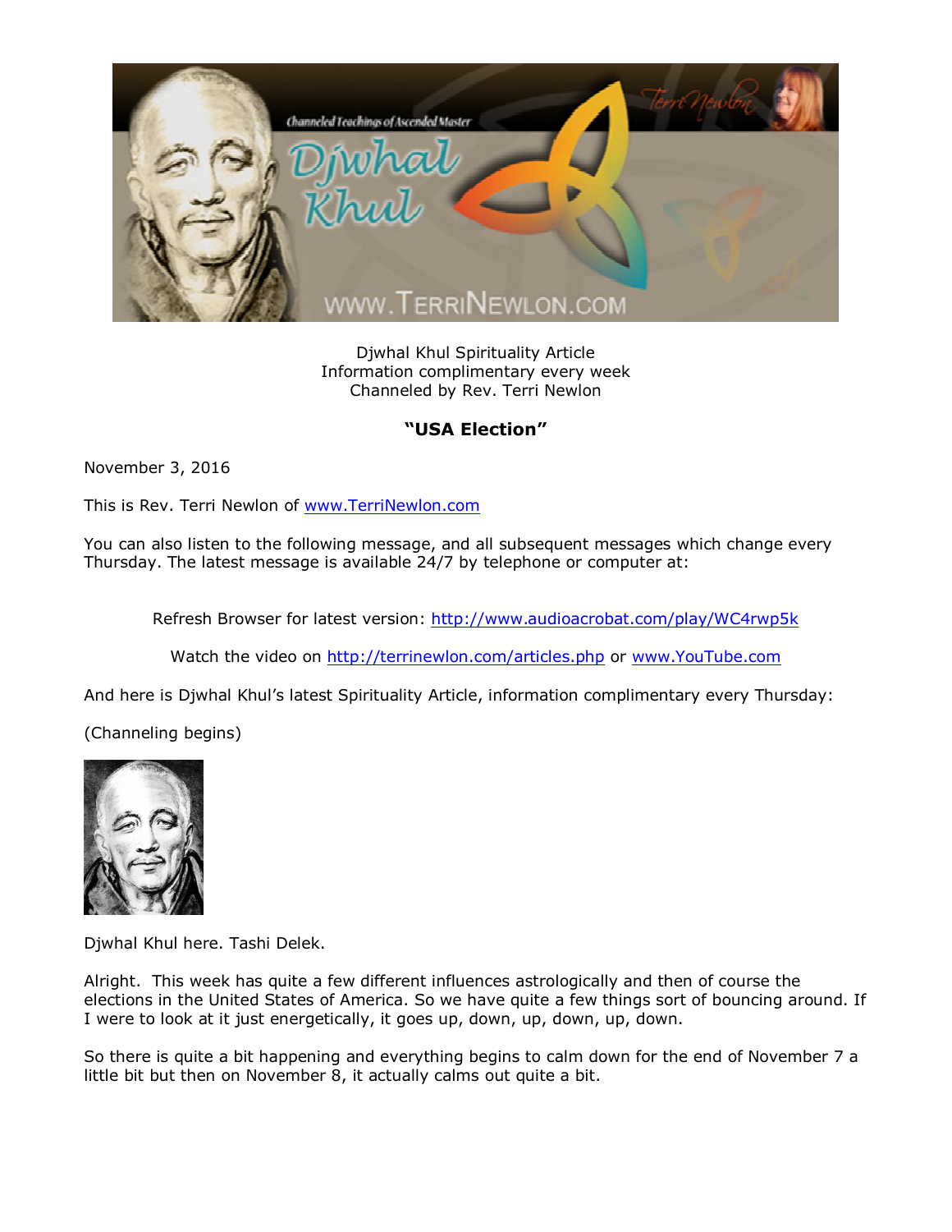Djwhal Khul Spirituality Article
Information complimentary every week
Channeled by Rev. Terri Newlon

## "USA Election"

November 3, 2016

This is Rev. Terri Newlon of www.TerriNewlon.com

You can also listen to the following message, and all subsequent messages which change every Thursday. The latest message is available 24/7 by telephone or computer at:

Refresh Browser for latest version: http://www.audioacrobat.com/play/WC4rwp5k

Watch the video on http://terrinewlon.com/articles.php or www.YouTube.com

And here is Djwhal Khul's latest Spirituality Article, information complimentary every Thursday:

(Channeling begins)

Djwhal Khul here. Tashi Delek.

Alright. This week has quite a few different influences astrologically and then of course the elections in the United States of America. So we have quite a few things sort of bouncing around. If I were to look at it just energetically, it goes up, down, up, down, up, down.

So there is quite a bit happening and everything begins to calm down for the end of November 7 a little bit but then on November 8, it actually calms out quite a bit.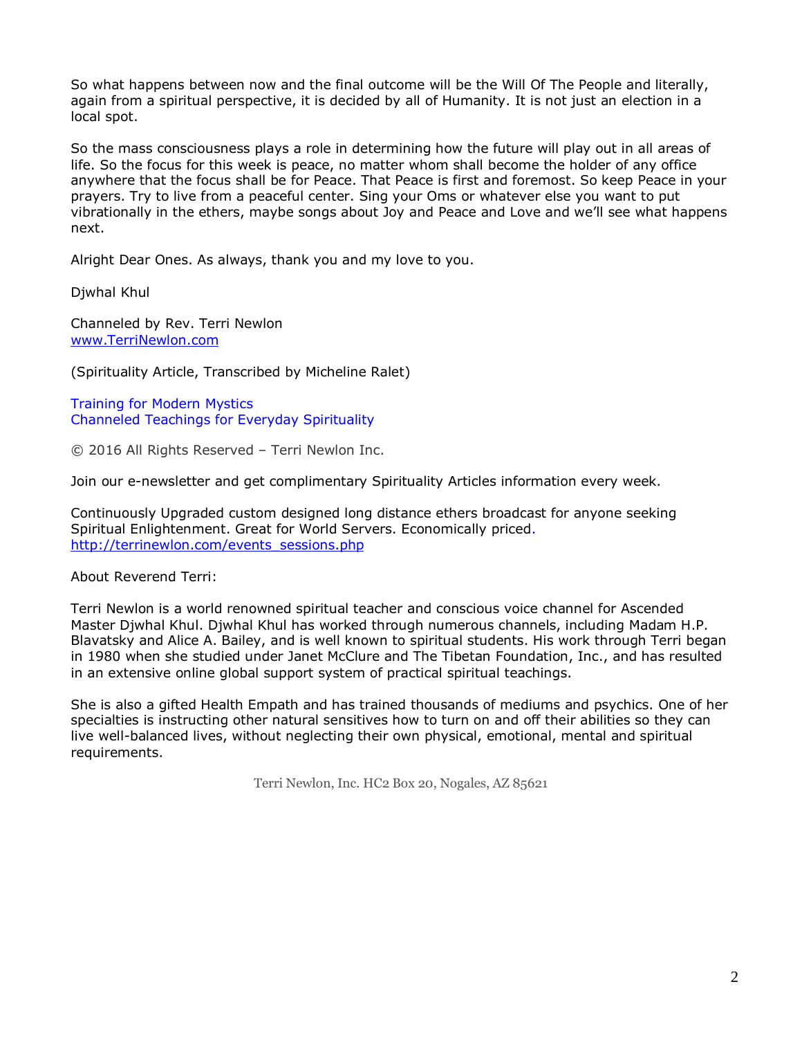So what happens between now and the final outcome will be the Will Of The People and literally, again from a spiritual perspective, it is decided by all of Humanity. It is not just an election in a local spot.

So the mass consciousness plays a role in determining how the future will play out in all areas of life. So the focus for this week is peace, no matter whom shall become the holder of any office anywhere that the focus shall be for Peace. That Peace is first and foremost. So keep Peace in your prayers. Try to live from a peaceful center. Sing your Oms or whatever else you want to put vibrationally in the ethers, maybe songs about Joy and Peace and Love and we'll see what happens next.

Alright Dear Ones. As always, thank you and my love to you.

Djwhal Khul

Channeled by Rev. Terri Newlon
www.TerriNewlon.com

(Spirituality Article, Transcribed by Micheline Ralet)

Training for Modern Mystics
Channeled Teachings for Everyday Spirituality

© 2016 All Rights Reserved – Terri Newlon Inc.

Join our e-newsletter and get complimentary Spirituality Articles information every week.

Continuously Upgraded custom designed long distance ethers broadcast for anyone seeking Spiritual Enlightenment. Great for World Servers. Economically priced.
http://terrinewlon.com/events_sessions.php

About Reverend Terri:

Terri Newlon is a world renowned spiritual teacher and conscious voice channel for Ascended Master Djwhal Khul. Djwhal Khul has worked through numerous channels, including Madam H.P. Blavatsky and Alice A. Bailey, and is well known to spiritual students. His work through Terri began in 1980 when she studied under Janet McClure and The Tibetan Foundation, Inc., and has resulted in an extensive online global support system of practical spiritual teachings.

She is also a gifted Health Empath and has trained thousands of mediums and psychics. One of her specialties is instructing other natural sensitives how to turn on and off their abilities so they can live well-balanced lives, without neglecting their own physical, emotional, mental and spiritual requirements.

Terri Newlon, Inc. HC2 Box 20, Nogales, AZ 85621